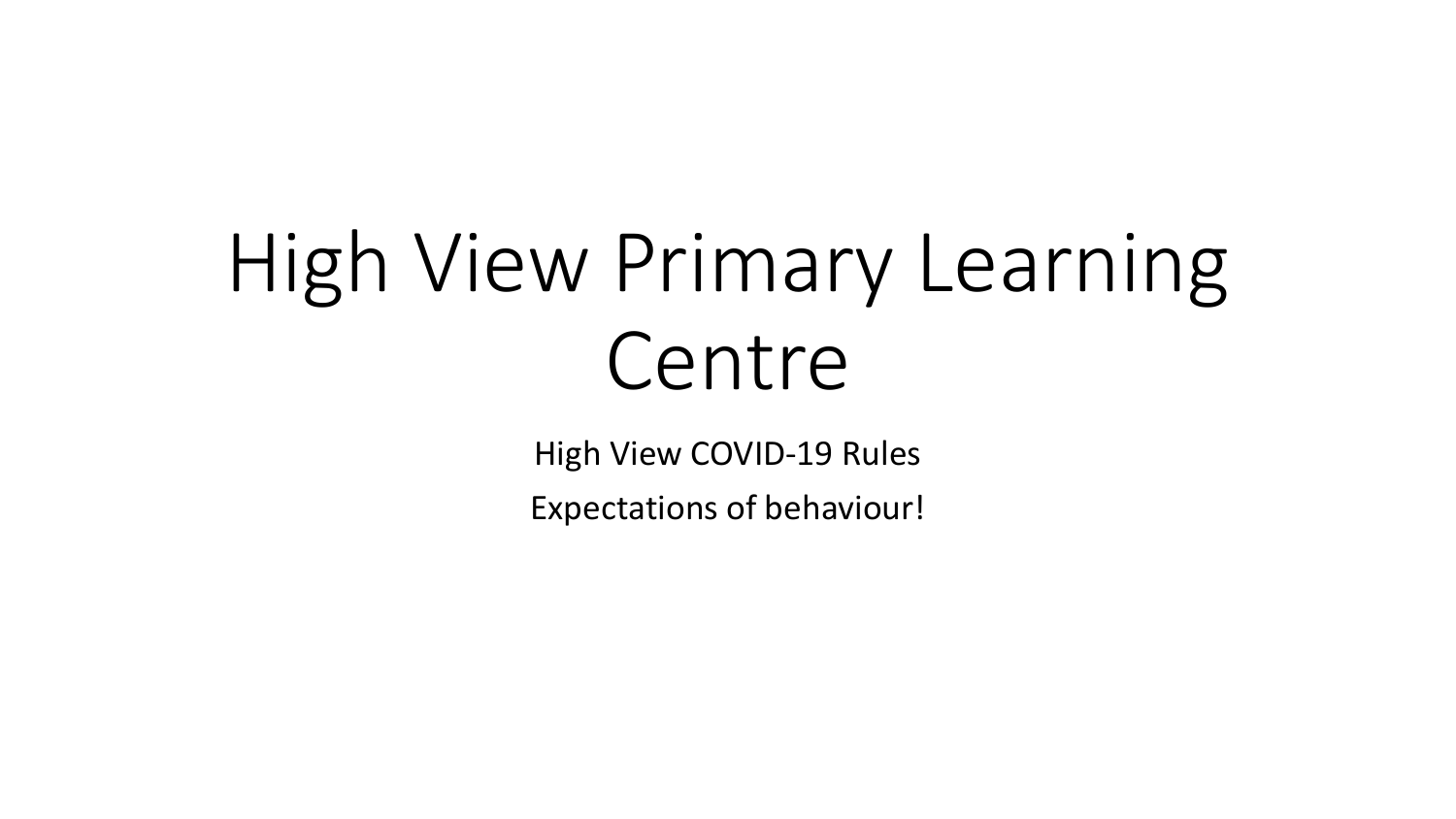# High View Primary Learning Centre

High View COVID-19 Rules

Expectations of behaviour!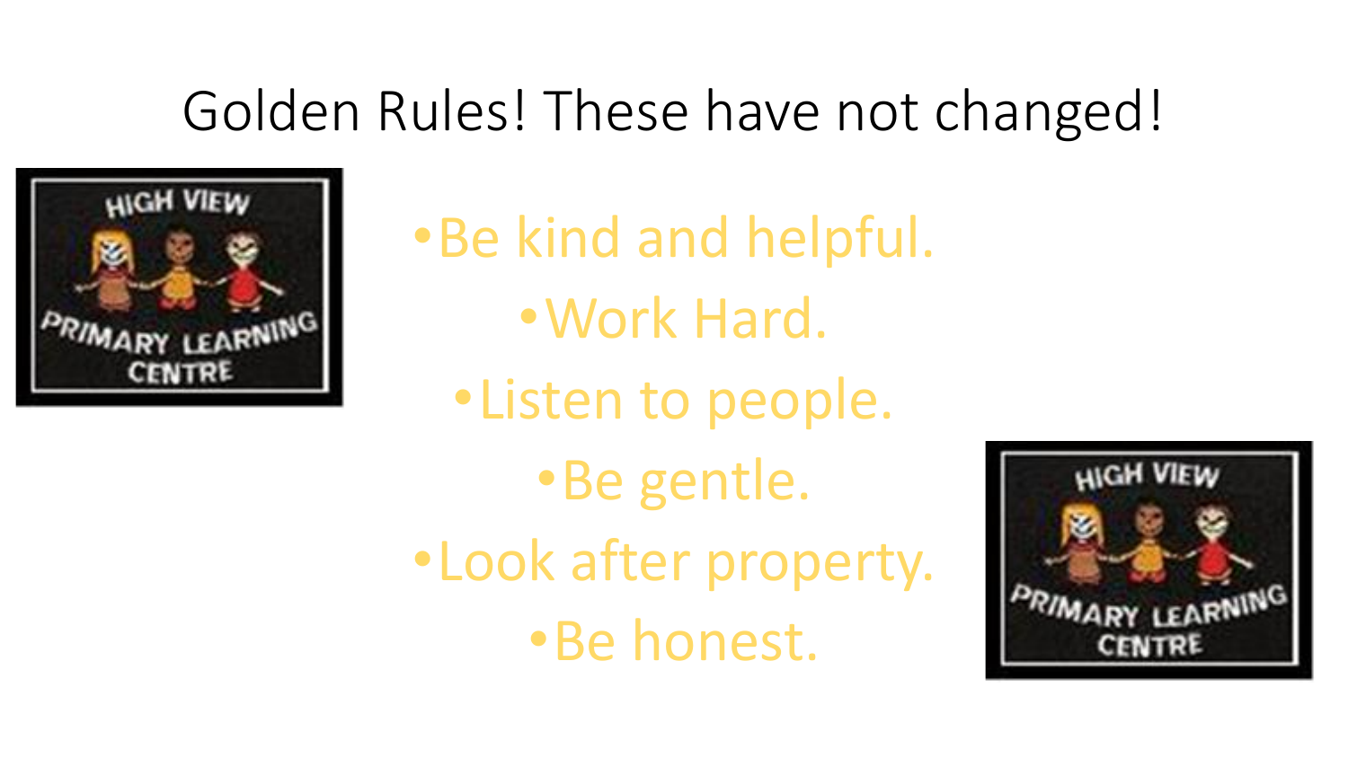# Golden Rules! These have not changed!

- Be kind and helpful.
- Work Hard.
- Listen to people.
- Be gentle.
- Look after property.
- Be honest.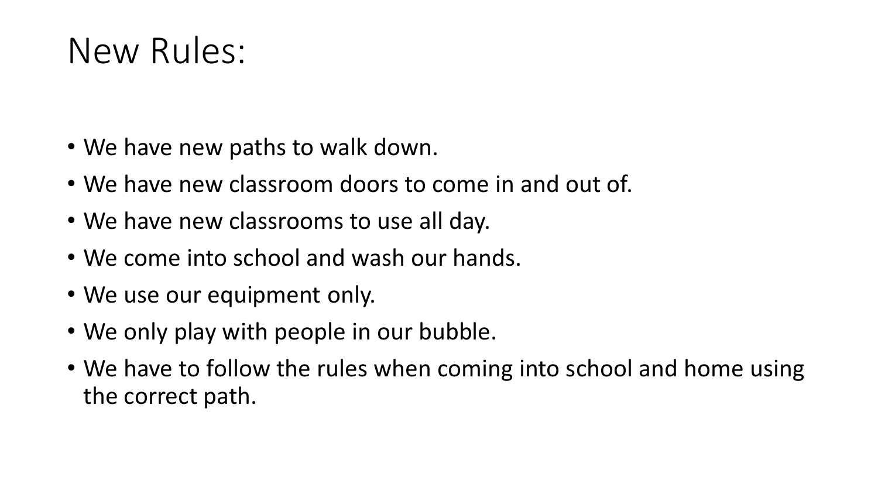# New Rules:

- We have new paths to walk down.
- We have new classroom doors to come in and out of.
- We have new classrooms to use all day.
- We come into school and wash our hands.
- We use our equipment only.
- We only play with people in our bubble.
- We have to follow the rules when coming into school and home using the correct path.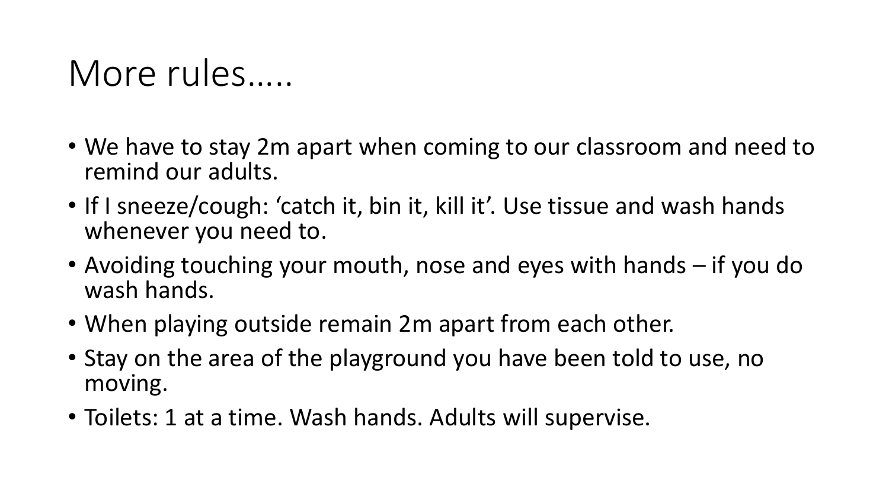# More rules…..

- We have to stay 2m apart when coming to our classroom and need to remind our adults.
- If I sneeze/cough: ‘catch it, bin it, kill it’. Use tissue and wash hands whenever you need to.
- Avoiding touching your mouth, nose and eyes with hands – if you do wash hands.
- When playing outside remain 2m apart from each other.
- Stay on the area of the playground you have been told to use, no moving.
- Toilets: 1 at a time. Wash hands. Adults will supervise.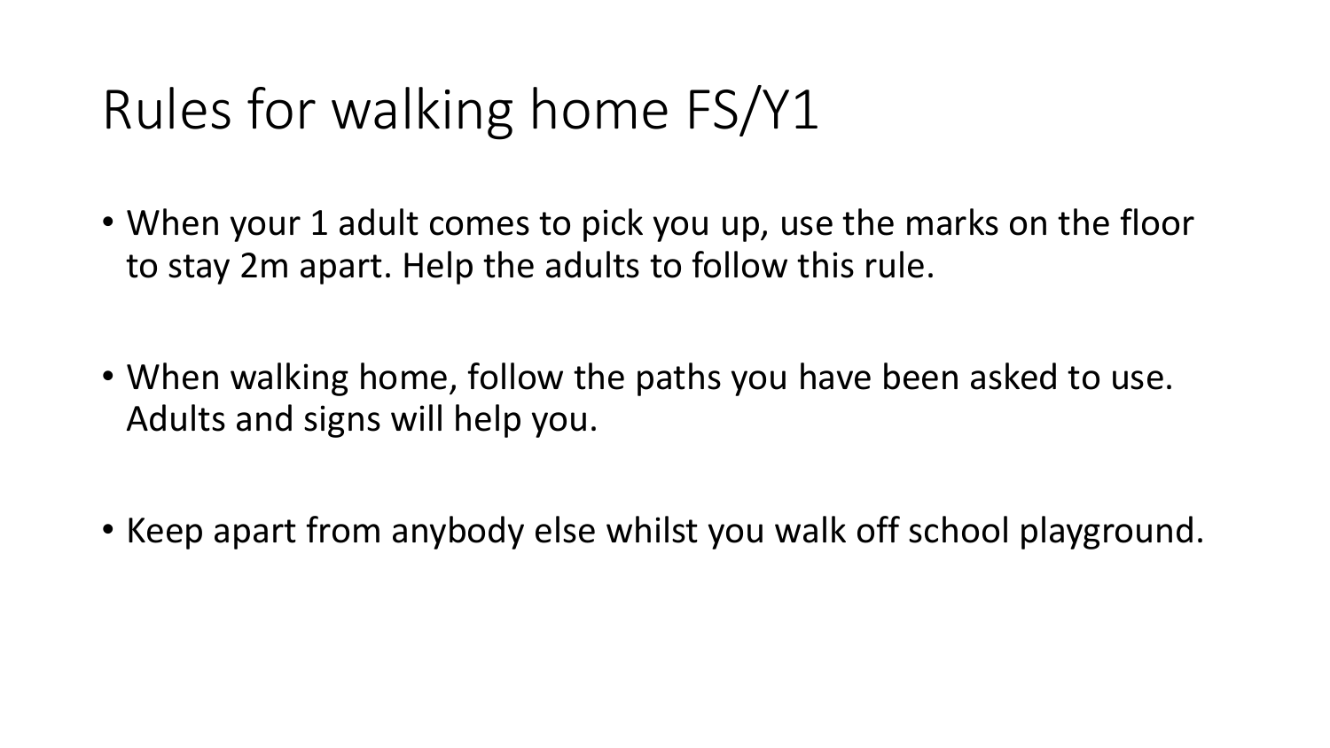# Rules for walking home FS/Y1

- When your 1 adult comes to pick you up, use the marks on the floor to stay 2m apart. Help the adults to follow this rule.
- When walking home, follow the paths you have been asked to use. Adults and signs will help you.
- Keep apart from anybody else whilst you walk off school playground.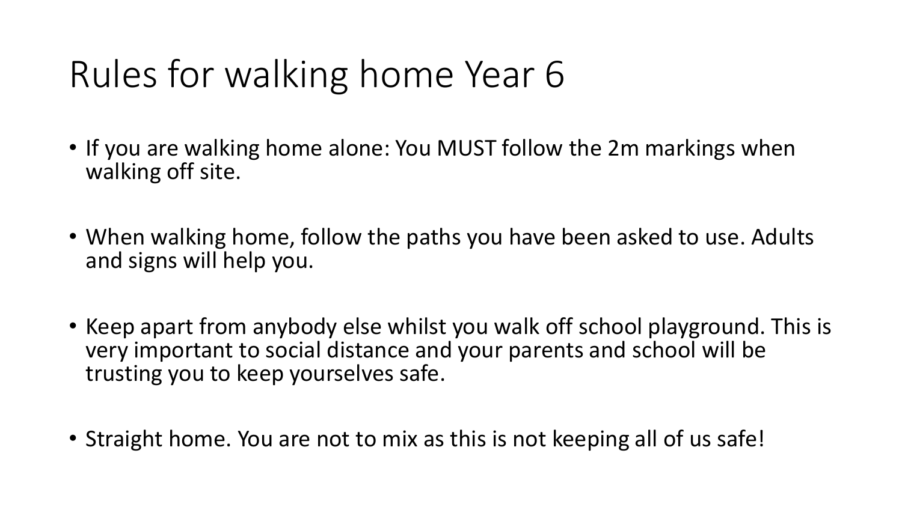# Rules for walking home Year 6

- If you are walking home alone: You MUST follow the 2m markings when walking off site.

- When walking home, follow the paths you have been asked to use. Adults and signs will help you.

- Keep apart from anybody else whilst you walk off school playground. This is very important to social distance and your parents and school will be trusting you to keep yourselves safe.

- Straight home. You are not to mix as this is not keeping all of us safe!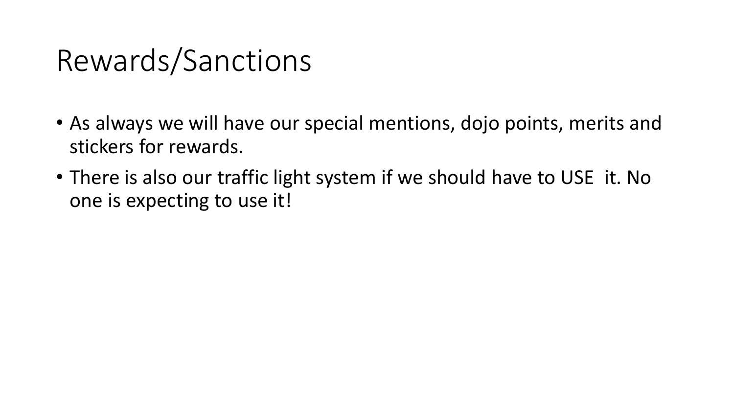# Rewards/Sanctions

- As always we will have our special mentions, dojo points, merits and stickers for rewards.
- There is also our traffic light system if we should have to USE it. No one is expecting to use it!